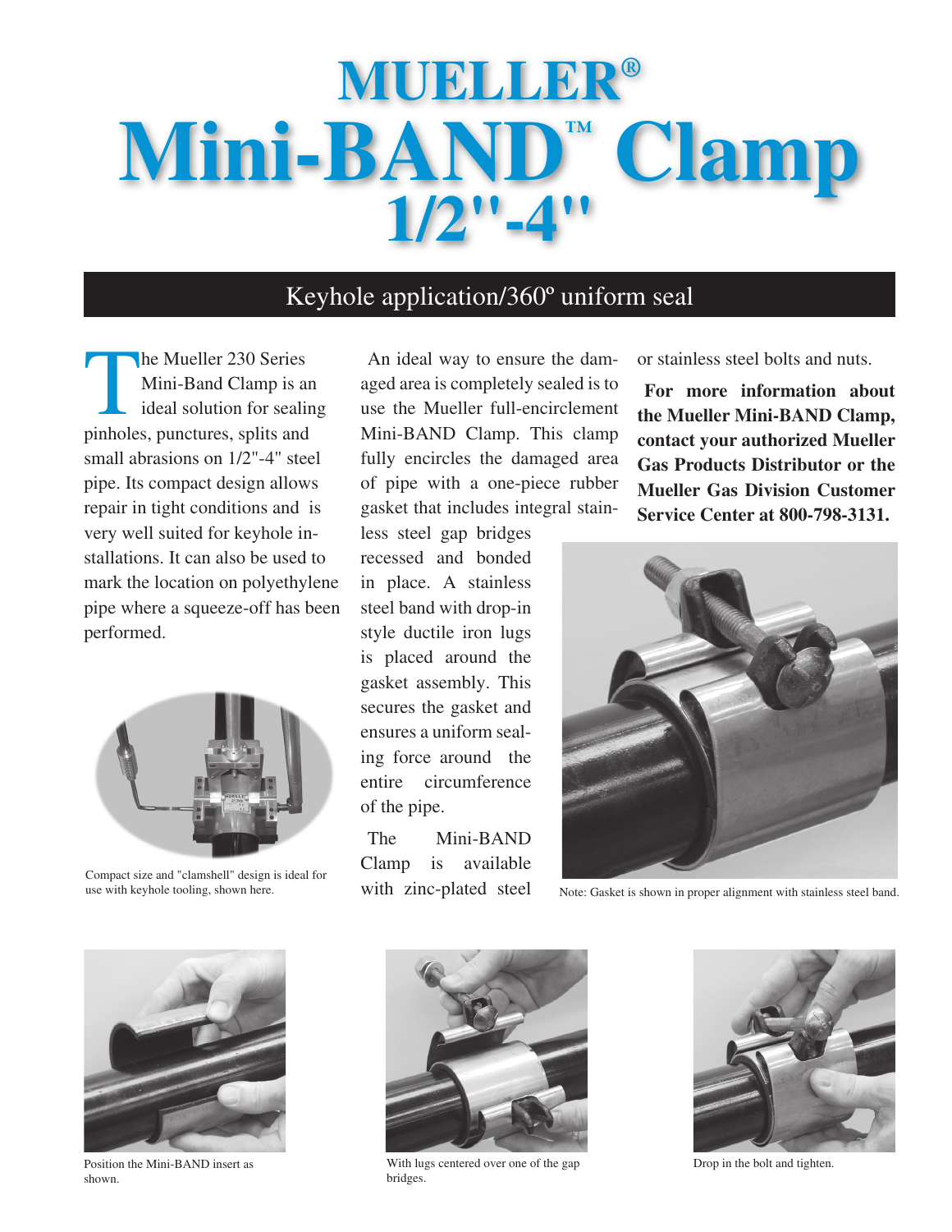# MUELLER®

# Mini-BAND™ Clamp 1/2"-4"

## Keyhole application/360º uniform seal

The Mueller 230 Series Mini-Band Clamp is an ideal solution for sealing pinholes, punctures, splits and small abrasions on 1/2"-4" steel pipe. Its compact design allows repair in tight conditions and is very well suited for keyhole installations. It can also be used to mark the location on polyethylene pipe where a squeeze-off has been performed.

Compact size and "clamshell" design is ideal for use with keyhole tooling, shown here.

An ideal way to ensure the damaged area is completely sealed is to use the Mueller full-encirclement Mini-BAND Clamp. This clamp fully encircles the damaged area of pipe with a one-piece rubber gasket that includes integral stainless steel gap bridges recessed and bonded in place. A stainless steel band with drop-in style ductile iron lugs is placed around the gasket assembly. This secures the gasket and ensures a uniform sealing force around the entire circumference of the pipe.

The Mini-BAND Clamp is available with zinc-plated steel or stainless steel bolts and nuts.

**For more information about the Mueller Mini-BAND Clamp, contact your authorized Mueller Gas Products Distributor or the Mueller Gas Division Customer Service Center at 800-798-3131.**

Note: Gasket is shown in proper alignment with stainless steel band.

Position the Mini-BAND insert as shown.

With lugs centered over one of the gap bridges.

Drop in the bolt and tighten.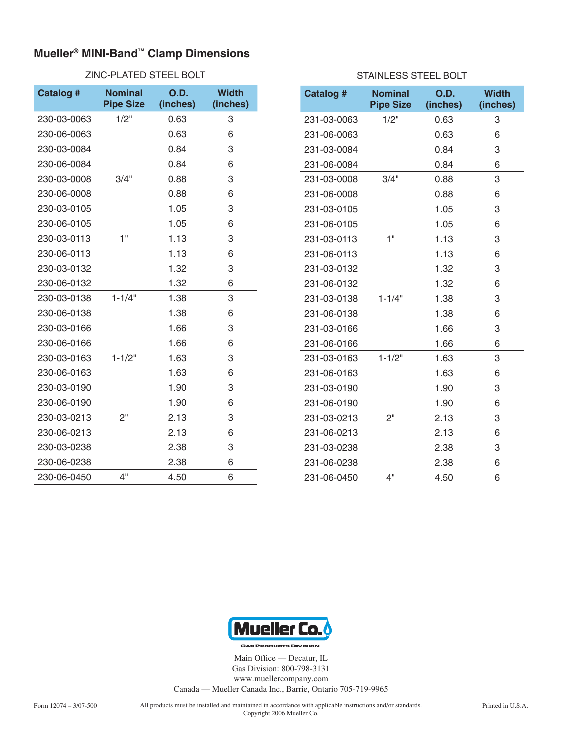## Mueller® MINI-Band™ Clamp Dimensions

ZINC-PLATED STEEL BOLT

| Catalog # | Nominal Pipe Size | O.D. (inches) | Width (inches) |
|---|---|---|---|
| 230-03-0063 | 1/2" | 0.63 | 3 |
| 230-06-0063 | | 0.63 | 6 |
| 230-03-0084 | | 0.84 | 3 |
| 230-06-0084 | | 0.84 | 6 |
| 230-03-0008 | 3/4" | 0.88 | 3 |
| 230-06-0008 | | 0.88 | 6 |
| 230-03-0105 | | 1.05 | 3 |
| 230-06-0105 | | 1.05 | 6 |
| 230-03-0113 | 1" | 1.13 | 3 |
| 230-06-0113 | | 1.13 | 6 |
| 230-03-0132 | | 1.32 | 3 |
| 230-06-0132 | | 1.32 | 6 |
| 230-03-0138 | 1-1/4" | 1.38 | 3 |
| 230-06-0138 | | 1.38 | 6 |
| 230-03-0166 | | 1.66 | 3 |
| 230-06-0166 | | 1.66 | 6 |
| 230-03-0163 | 1-1/2" | 1.63 | 3 |
| 230-06-0163 | | 1.63 | 6 |
| 230-03-0190 | | 1.90 | 3 |
| 230-06-0190 | | 1.90 | 6 |
| 230-03-0213 | 2" | 2.13 | 3 |
| 230-06-0213 | | 2.13 | 6 |
| 230-03-0238 | | 2.38 | 3 |
| 230-06-0238 | | 2.38 | 6 |
| 230-06-0450 | 4" | 4.50 | 6 |

STAINLESS STEEL BOLT

| Catalog # | Nominal Pipe Size | O.D. (inches) | Width (inches) |
|---|---|---|---|
| 231-03-0063 | 1/2" | 0.63 | 3 |
| 231-06-0063 | | 0.63 | 6 |
| 231-03-0084 | | 0.84 | 3 |
| 231-06-0084 | | 0.84 | 6 |
| 231-03-0008 | 3/4" | 0.88 | 3 |
| 231-06-0008 | | 0.88 | 6 |
| 231-03-0105 | | 1.05 | 3 |
| 231-06-0105 | | 1.05 | 6 |
| 231-03-0113 | 1" | 1.13 | 3 |
| 231-06-0113 | | 1.13 | 6 |
| 231-03-0132 | | 1.32 | 3 |
| 231-06-0132 | | 1.32 | 6 |
| 231-03-0138 | 1-1/4" | 1.38 | 3 |
| 231-06-0138 | | 1.38 | 6 |
| 231-03-0166 | | 1.66 | 3 |
| 231-06-0166 | | 1.66 | 6 |
| 231-03-0163 | 1-1/2" | 1.63 | 3 |
| 231-06-0163 | | 1.63 | 6 |
| 231-03-0190 | | 1.90 | 3 |
| 231-06-0190 | | 1.90 | 6 |
| 231-03-0213 | 2" | 2.13 | 3 |
| 231-06-0213 | | 2.13 | 6 |
| 231-03-0238 | | 2.38 | 3 |
| 231-06-0238 | | 2.38 | 6 |
| 231-06-0450 | 4" | 4.50 | 6 |

Mueller Co.
GAS PRODUCTS DIVISION

Main Office — Decatur, IL
Gas Division: 800-798-3131
www.muellercompany.com
Canada — Mueller Canada Inc., Barrie, Ontario 705-719-9965

Form 12074 – 3/07-500

All products must be installed and maintained in accordance with applicable instructions and/or standards.
Copyright 2006 Mueller Co.

Printed in U.S.A.